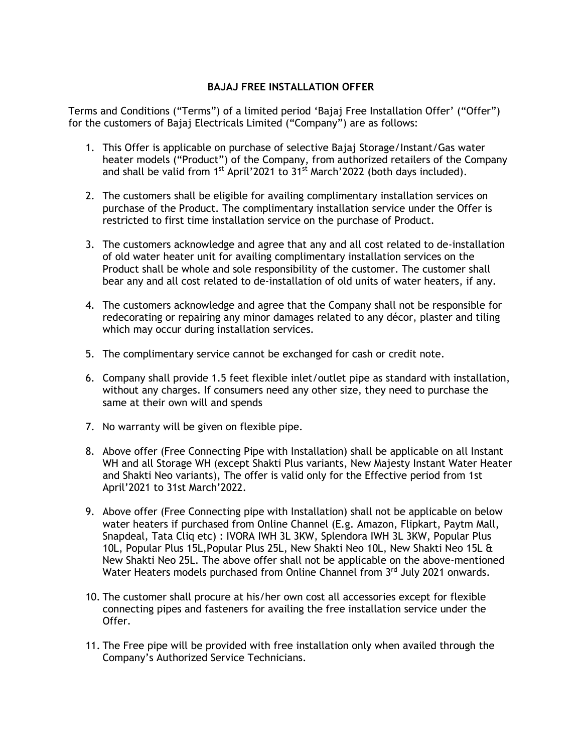# BAJAJ FREE INSTALLATION OFFER

Terms and Conditions ("Terms") of a limited period 'Bajaj Free Installation Offer' ("Offer") for the customers of Bajaj Electricals Limited ("Company") are as follows:

1. This Offer is applicable on purchase of selective Bajaj Storage/Instant/Gas water heater models ("Product") of the Company, from authorized retailers of the Company and shall be valid from 1st April'2021 to 31st March'2022 (both days included).

2. The customers shall be eligible for availing complimentary installation services on purchase of the Product. The complimentary installation service under the Offer is restricted to first time installation service on the purchase of Product.

3. The customers acknowledge and agree that any and all cost related to de-installation of old water heater unit for availing complimentary installation services on the Product shall be whole and sole responsibility of the customer. The customer shall bear any and all cost related to de-installation of old units of water heaters, if any.

4. The customers acknowledge and agree that the Company shall not be responsible for redecorating or repairing any minor damages related to any décor, plaster and tiling which may occur during installation services.

5. The complimentary service cannot be exchanged for cash or credit note.

6. Company shall provide 1.5 feet flexible inlet/outlet pipe as standard with installation, without any charges. If consumers need any other size, they need to purchase the same at their own will and spends

7. No warranty will be given on flexible pipe.

8. Above offer (Free Connecting Pipe with Installation) shall be applicable on all Instant WH and all Storage WH (except Shakti Plus variants, New Majesty Instant Water Heater and Shakti Neo variants), The offer is valid only for the Effective period from 1st April'2021 to 31st March'2022.

9. Above offer (Free Connecting pipe with Installation) shall not be applicable on below water heaters if purchased from Online Channel (E.g. Amazon, Flipkart, Paytm Mall, Snapdeal, Tata Cliq etc) : IVORA IWH 3L 3KW, Splendora IWH 3L 3KW, Popular Plus 10L, Popular Plus 15L,Popular Plus 25L, New Shakti Neo 10L, New Shakti Neo 15L & New Shakti Neo 25L. The above offer shall not be applicable on the above-mentioned Water Heaters models purchased from Online Channel from 3rd July 2021 onwards.

10. The customer shall procure at his/her own cost all accessories except for flexible connecting pipes and fasteners for availing the free installation service under the Offer.

11. The Free pipe will be provided with free installation only when availed through the Company's Authorized Service Technicians.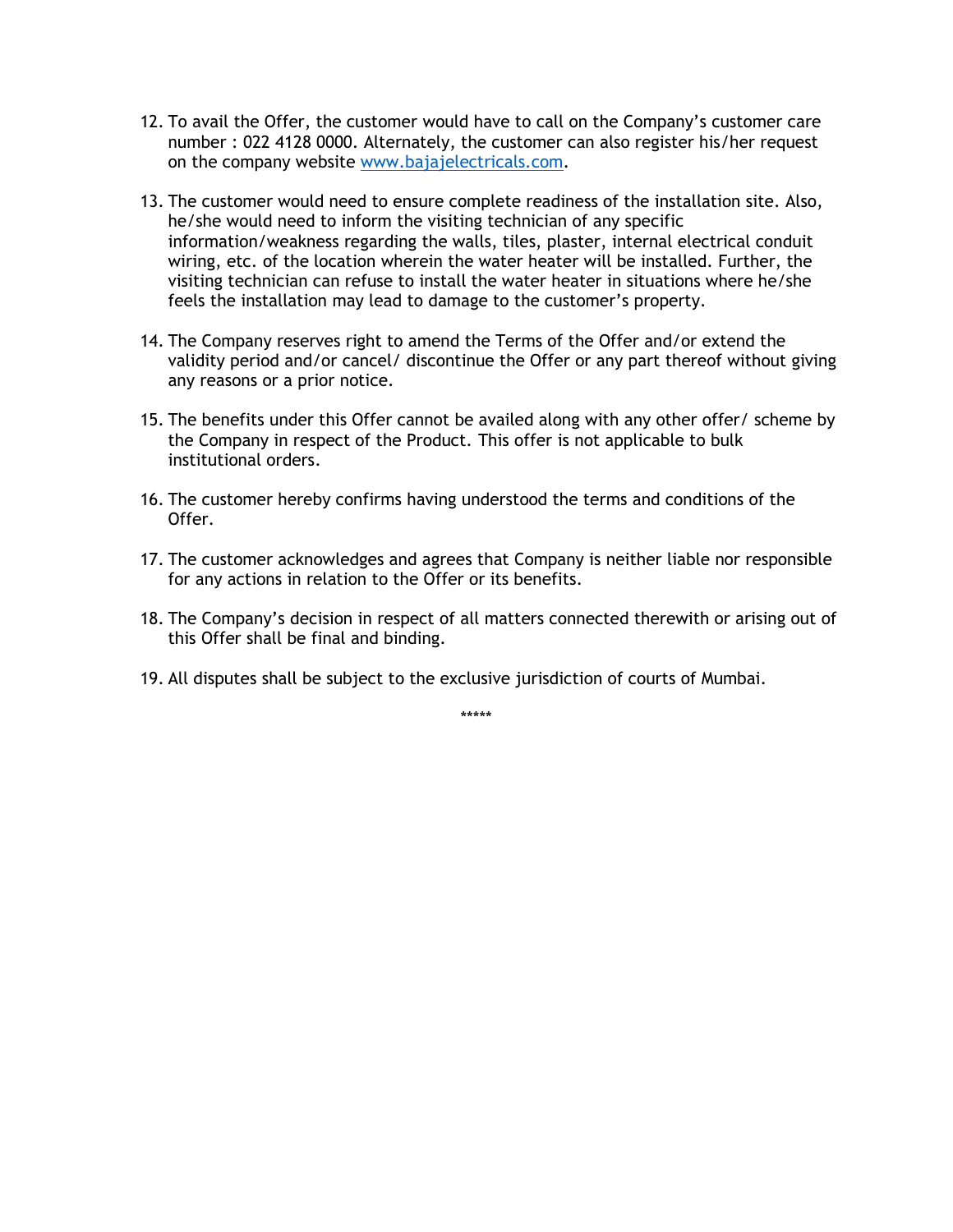12. To avail the Offer, the customer would have to call on the Company's customer care number : 022 4128 0000. Alternately, the customer can also register his/her request on the company website [www.bajajelectricals.com](http://www.bajajelectricals.com).

13. The customer would need to ensure complete readiness of the installation site. Also, he/she would need to inform the visiting technician of any specific information/weakness regarding the walls, tiles, plaster, internal electrical conduit wiring, etc. of the location wherein the water heater will be installed. Further, the visiting technician can refuse to install the water heater in situations where he/she feels the installation may lead to damage to the customer's property.

14. The Company reserves right to amend the Terms of the Offer and/or extend the validity period and/or cancel/ discontinue the Offer or any part thereof without giving any reasons or a prior notice.

15. The benefits under this Offer cannot be availed along with any other offer/ scheme by the Company in respect of the Product. This offer is not applicable to bulk institutional orders.

16. The customer hereby confirms having understood the terms and conditions of the Offer.

17. The customer acknowledges and agrees that Company is neither liable nor responsible for any actions in relation to the Offer or its benefits.

18. The Company's decision in respect of all matters connected therewith or arising out of this Offer shall be final and binding.

19. All disputes shall be subject to the exclusive jurisdiction of courts of Mumbai.

*****